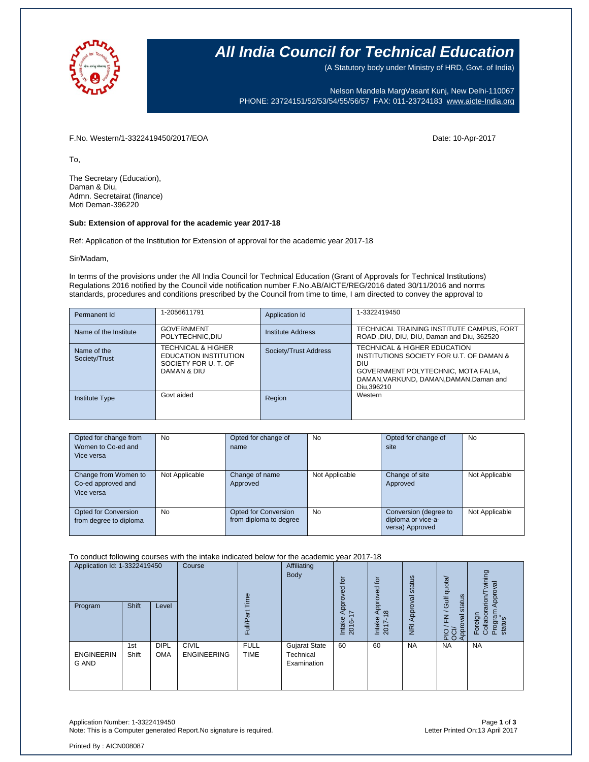# All India Council for Technical Education

(A Statutory body under Ministry of HRD, Govt. of India)

Nelson Mandela MargVasant Kunj, New Delhi-110067
PHONE: 23724151/52/53/54/55/56/57 FAX: 011-23724183 www.aicte-India.org

F.No. Western/1-3322419450/2017/EOA

Date: 10-Apr-2017

To,

The Secretary (Education),
Daman & Diu,
Admn. Secretairat (finance)
Moti Deman-396220

**Sub: Extension of approval for the academic year 2017-18**

Ref: Application of the Institution for Extension of approval for the academic year 2017-18

Sir/Madam,

In terms of the provisions under the All India Council for Technical Education (Grant of Approvals for Technical Institutions) Regulations 2016 notified by the Council vide notification number F.No.AB/AICTE/REG/2016 dated 30/11/2016 and norms standards, procedures and conditions prescribed by the Council from time to time, I am directed to convey the approval to

| Permanent Id | 1-2056611791 | Application Id | 1-3322419450 |
|---|---|---|---|
| Name of the Institute | GOVERNMENT POLYTECHNIC,DIU | Institute Address | TECHNICAL TRAINING INSTITUTE CAMPUS, FORT ROAD ,DIU, DIU, DIU, Daman and Diu, 362520 |
| Name of the Society/Trust | TECHNICAL & HIGHER EDUCATION INSTITUTION SOCIETY FOR U. T. OF DAMAN & DIU | Society/Trust Address | TECHNICAL & HIGHER EDUCATION INSTITUTIONS SOCIETY FOR U.T. OF DAMAN & DIU GOVERNMENT POLYTECHNIC, MOTA FALIA, DAMAN,VARKUND, DAMAN,DAMAN,Daman and Diu,396210 |
| Institute Type | Govt aided | Region | Western |

| Opted for change from Women to Co-ed and Vice versa | No | Opted for change of name | No | Opted for change of site | No |
|---|---|---|---|---|---|
| Change from Women to Co-ed approved and Vice versa | Not Applicable | Change of name Approved | Not Applicable | Change of site Approved | Not Applicable |
| Opted for Conversion from degree to diploma | No | Opted for Conversion from diploma to degree | No | Conversion (degree to diploma or vice-a-versa) Approved | Not Applicable |

To conduct following courses with the intake indicated below for the academic year 2017-18

| Application Id: 1-3322419450 | | | Course | Full/Part Time | Affiliating Body | Intake Approved for 2016-17 | Intake Approved for 2017-18 | NRI Approval status | PIO / FN / Gulf quota/ OCI/ Approval status | Foreign Collaboration/Twining Program Approval status* |
|---|---|---|---|---|---|---|---|---|---|---|
| Program | Shift | Level | | | | | | | | |
| ENGINEERING AND | 1st Shift | DIPLOMA | CIVIL ENGINEERING | FULL TIME | Gujarat State Technical Examination | 60 | 60 | NA | NA | NA |

Application Number: 1-3322419450
Note: This is a Computer generated Report.No signature is required.

Letter Printed On:13 April 2017

Printed By : AICN008087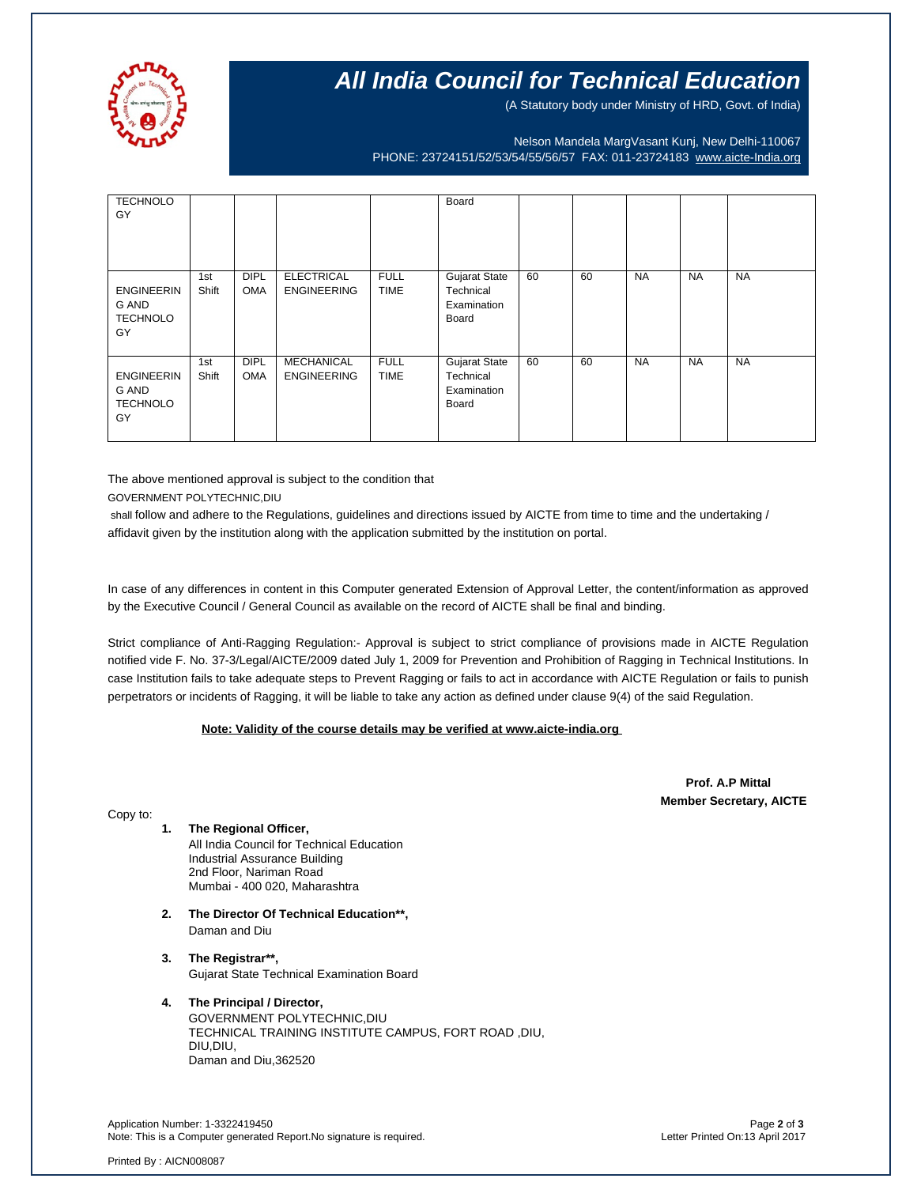| | | | | | | | | | | |
|---|---|---|---|---|---|---|---|---|---|---|
| TECHNOLOGY | | | | | Board | | | | | |
| ENGINEERING AND TECHNOLOGY | 1st Shift | DIPLOMA | ELECTRICAL ENGINEERING | FULL TIME | Gujarat State Technical Examination Board | 60 | 60 | NA | NA | NA |
| ENGINEERING AND TECHNOLOGY | 1st Shift | DIPLOMA | MECHANICAL ENGINEERING | FULL TIME | Gujarat State Technical Examination Board | 60 | 60 | NA | NA | NA |

The above mentioned approval is subject to the condition that
GOVERNMENT POLYTECHNIC,DIU
shall follow and adhere to the Regulations, guidelines and directions issued by AICTE from time to time and the undertaking / affidavit given by the institution along with the application submitted by the institution on portal.

In case of any differences in content in this Computer generated Extension of Approval Letter, the content/information as approved by the Executive Council / General Council as available on the record of AICTE shall be final and binding.

Strict compliance of Anti-Ragging Regulation:- Approval is subject to strict compliance of provisions made in AICTE Regulation notified vide F. No. 37-3/Legal/AICTE/2009 dated July 1, 2009 for Prevention and Prohibition of Ragging in Technical Institutions. In case Institution fails to take adequate steps to Prevent Ragging or fails to act in accordance with AICTE Regulation or fails to punish perpetrators or incidents of Ragging, it will be liable to take any action as defined under clause 9(4) of the said Regulation.

**Note: Validity of the course details may be verified at www.aicte-india.org**

**Prof. A.P Mittal**
**Member Secretary, AICTE**

Copy to:

1. **The Regional Officer,**
   All India Council for Technical Education
   Industrial Assurance Building
   2nd Floor, Nariman Road
   Mumbai - 400 020, Maharashtra

2. **The Director Of Technical Education\*\*,**
   Daman and Diu

3. **The Registrar\*\*,**
   Gujarat State Technical Examination Board

4. **The Principal / Director,**
   GOVERNMENT POLYTECHNIC,DIU
   TECHNICAL TRAINING INSTITUTE CAMPUS, FORT ROAD ,DIU,
   DIU,DIU,
   Daman and Diu,362520

Application Number: 1-3322419450
Note: This is a Computer generated Report.No signature is required.
Letter Printed On:13 April 2017

Printed By : AICN008087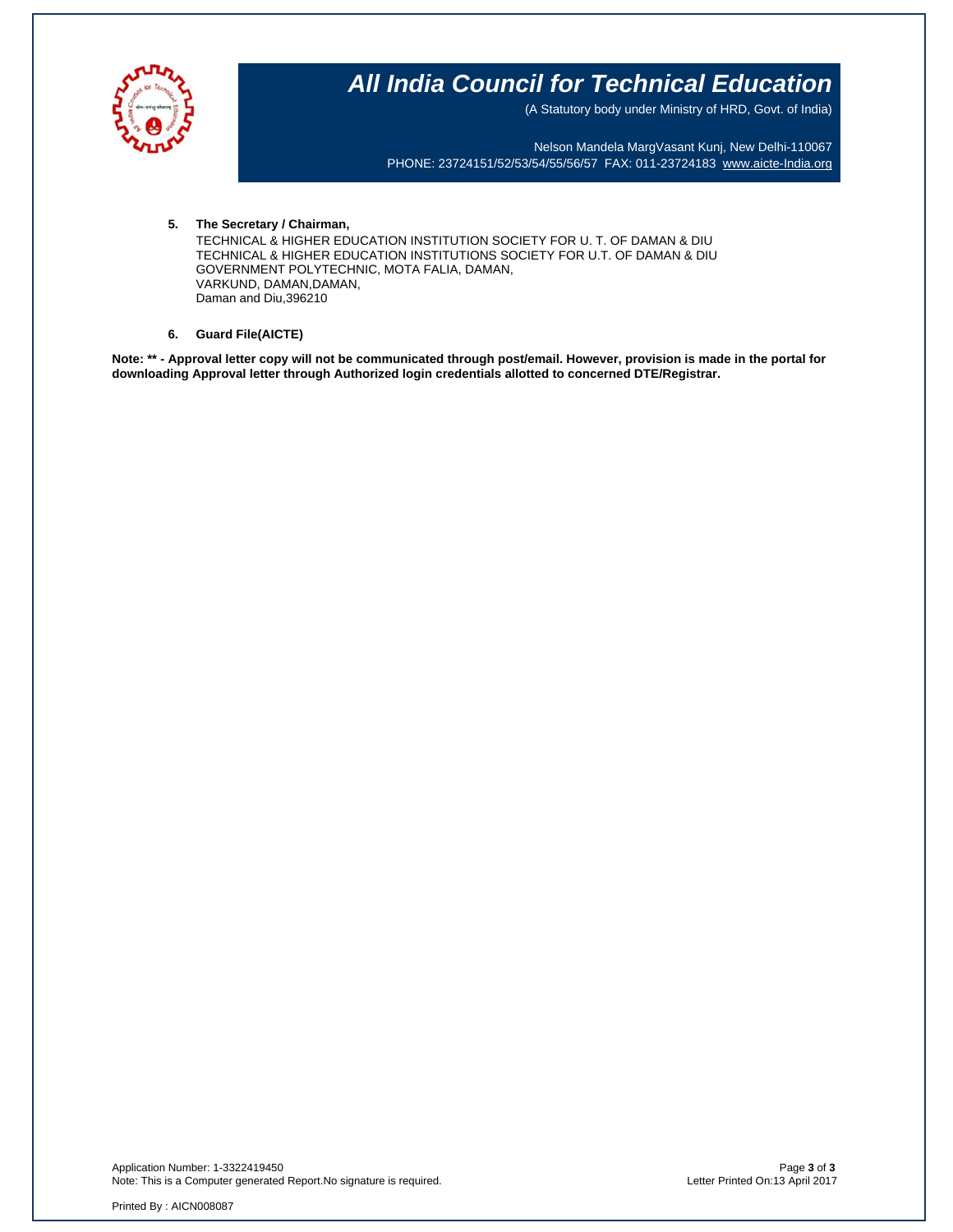5. **The Secretary / Chairman,**
   TECHNICAL & HIGHER EDUCATION INSTITUTION SOCIETY FOR U. T. OF DAMAN & DIU
   TECHNICAL & HIGHER EDUCATION INSTITUTIONS SOCIETY FOR U.T. OF DAMAN & DIU
   GOVERNMENT POLYTECHNIC, MOTA FALIA, DAMAN,
   VARKUND, DAMAN,DAMAN,
   Daman and Diu,396210

6. **Guard File(AICTE)**

**Note: ** - Approval letter copy will not be communicated through post/email. However, provision is made in the portal for downloading Approval letter through Authorized login credentials allotted to concerned DTE/Registrar.**

Application Number: 1-3322419450
Note: This is a Computer generated Report.No signature is required.

Letter Printed On:13 April 2017

Printed By : AICN008087